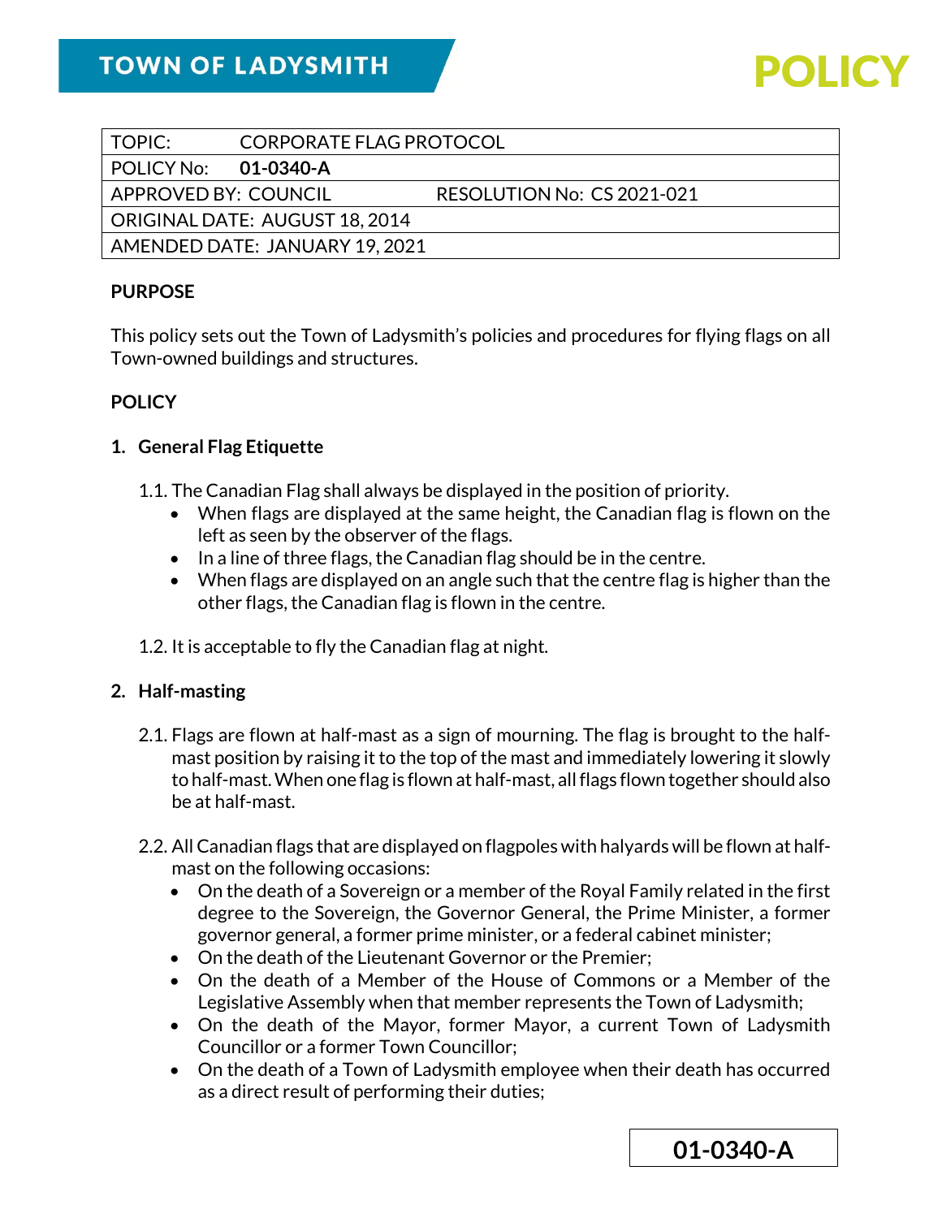# TOWN OF LADYSMITH

# POLICY

| | |
|---|---|
| TOPIC: | CORPORATE FLAG PROTOCOL |
| POLICY No: | **01-0340-A** |
| APPROVED BY: COUNCIL | RESOLUTION No: CS 2021-021 |
| ORIGINAL DATE: AUGUST 18, 2014 | |
| AMENDED DATE: JANUARY 19, 2021 | |

**PURPOSE**

This policy sets out the Town of Ladysmith's policies and procedures for flying flags on all Town-owned buildings and structures.

**POLICY**

**1. General Flag Etiquette**

1.1. The Canadian Flag shall always be displayed in the position of priority.

- When flags are displayed at the same height, the Canadian flag is flown on the left as seen by the observer of the flags.
- In a line of three flags, the Canadian flag should be in the centre.
- When flags are displayed on an angle such that the centre flag is higher than the other flags, the Canadian flag is flown in the centre.

1.2. It is acceptable to fly the Canadian flag at night.

**2. Half-masting**

2.1. Flags are flown at half-mast as a sign of mourning. The flag is brought to the half-mast position by raising it to the top of the mast and immediately lowering it slowly to half-mast. When one flag is flown at half-mast, all flags flown together should also be at half-mast.

2.2. All Canadian flags that are displayed on flagpoles with halyards will be flown at half-mast on the following occasions:

- On the death of a Sovereign or a member of the Royal Family related in the first degree to the Sovereign, the Governor General, the Prime Minister, a former governor general, a former prime minister, or a federal cabinet minister;
- On the death of the Lieutenant Governor or the Premier;
- On the death of a Member of the House of Commons or a Member of the Legislative Assembly when that member represents the Town of Ladysmith;
- On the death of the Mayor, former Mayor, a current Town of Ladysmith Councillor or a former Town Councillor;
- On the death of a Town of Ladysmith employee when their death has occurred as a direct result of performing their duties;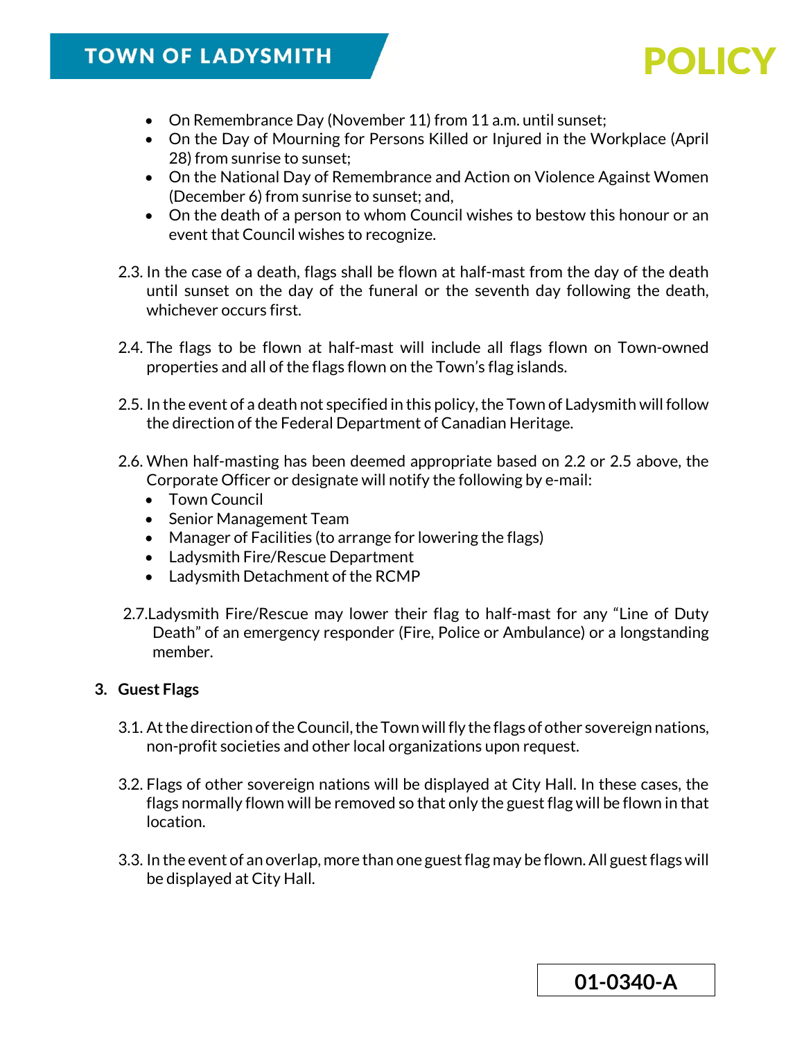- On Remembrance Day (November 11) from 11 a.m. until sunset;
- On the Day of Mourning for Persons Killed or Injured in the Workplace (April 28) from sunrise to sunset;
- On the National Day of Remembrance and Action on Violence Against Women (December 6) from sunrise to sunset; and,
- On the death of a person to whom Council wishes to bestow this honour or an event that Council wishes to recognize.

2.3. In the case of a death, flags shall be flown at half-mast from the day of the death until sunset on the day of the funeral or the seventh day following the death, whichever occurs first.

2.4. The flags to be flown at half-mast will include all flags flown on Town-owned properties and all of the flags flown on the Town's flag islands.

2.5. In the event of a death not specified in this policy, the Town of Ladysmith will follow the direction of the Federal Department of Canadian Heritage.

2.6. When half-masting has been deemed appropriate based on 2.2 or 2.5 above, the Corporate Officer or designate will notify the following by e-mail:

- Town Council
- Senior Management Team
- Manager of Facilities (to arrange for lowering the flags)
- Ladysmith Fire/Rescue Department
- Ladysmith Detachment of the RCMP

2.7. Ladysmith Fire/Rescue may lower their flag to half-mast for any "Line of Duty Death" of an emergency responder (Fire, Police or Ambulance) or a longstanding member.

## 3. Guest Flags

3.1. At the direction of the Council, the Town will fly the flags of other sovereign nations, non-profit societies and other local organizations upon request.

3.2. Flags of other sovereign nations will be displayed at City Hall. In these cases, the flags normally flown will be removed so that only the guest flag will be flown in that location.

3.3. In the event of an overlap, more than one guest flag may be flown. All guest flags will be displayed at City Hall.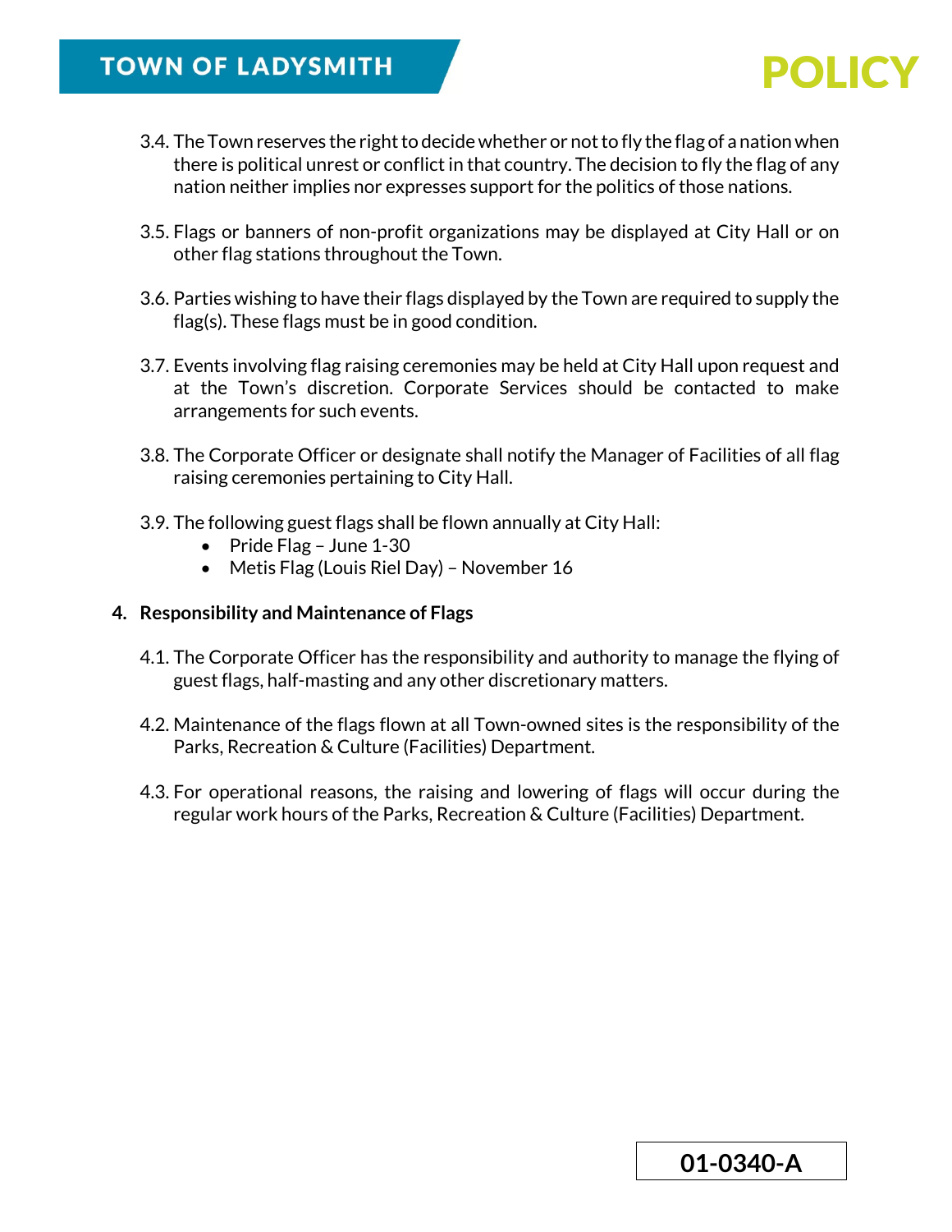3.4. The Town reserves the right to decide whether or not to fly the flag of a nation when there is political unrest or conflict in that country. The decision to fly the flag of any nation neither implies nor expresses support for the politics of those nations.

3.5. Flags or banners of non-profit organizations may be displayed at City Hall or on other flag stations throughout the Town.

3.6. Parties wishing to have their flags displayed by the Town are required to supply the flag(s). These flags must be in good condition.

3.7. Events involving flag raising ceremonies may be held at City Hall upon request and at the Town's discretion. Corporate Services should be contacted to make arrangements for such events.

3.8. The Corporate Officer or designate shall notify the Manager of Facilities of all flag raising ceremonies pertaining to City Hall.

3.9. The following guest flags shall be flown annually at City Hall:

- Pride Flag – June 1-30
- Metis Flag (Louis Riel Day) – November 16

**4. Responsibility and Maintenance of Flags**

4.1. The Corporate Officer has the responsibility and authority to manage the flying of guest flags, half-masting and any other discretionary matters.

4.2. Maintenance of the flags flown at all Town-owned sites is the responsibility of the Parks, Recreation & Culture (Facilities) Department.

4.3. For operational reasons, the raising and lowering of flags will occur during the regular work hours of the Parks, Recreation & Culture (Facilities) Department.